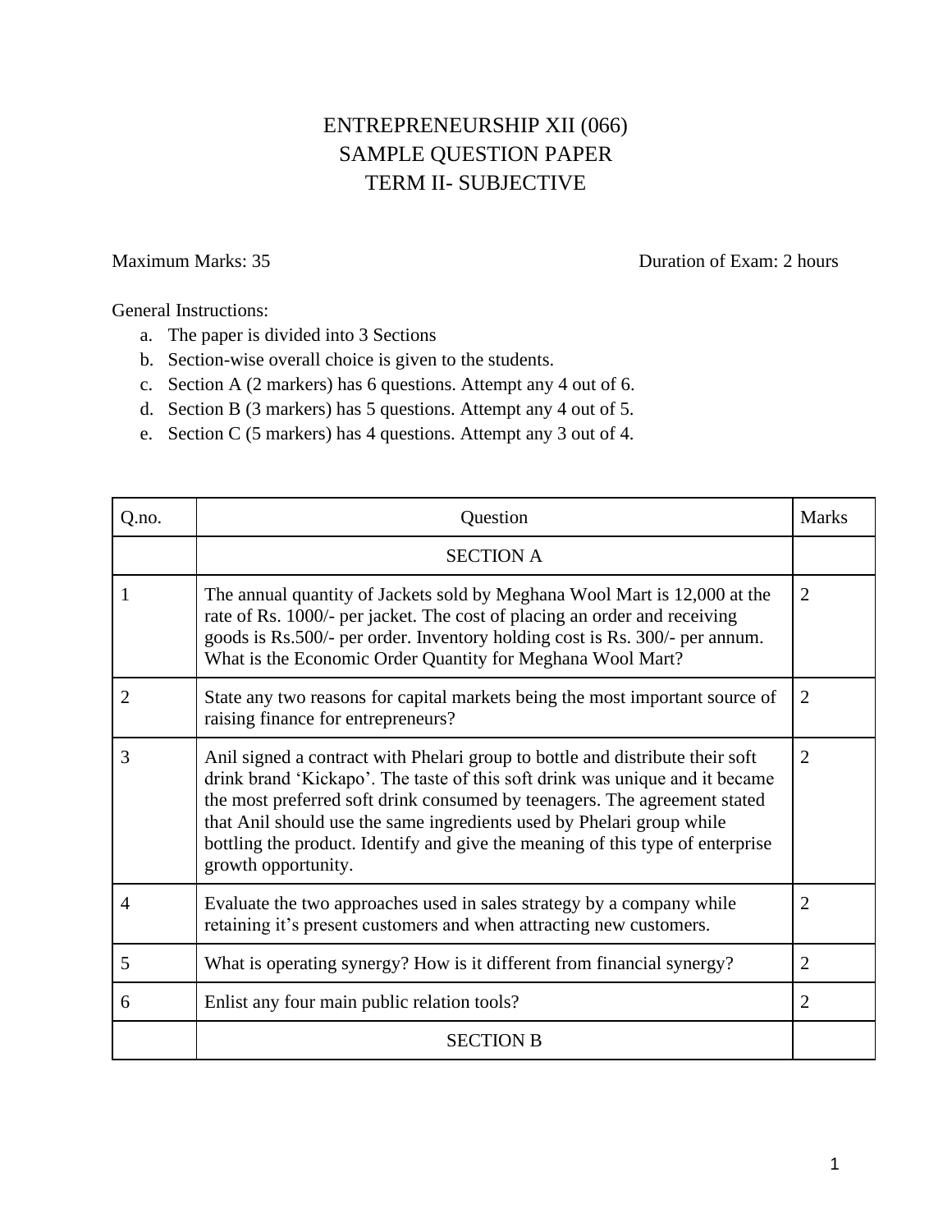# ENTREPRENEURSHIP XII (066)
## SAMPLE QUESTION PAPER
## TERM II- SUBJECTIVE

Maximum Marks: 35 | Duration of Exam: 2 hours

General Instructions:

a. The paper is divided into 3 Sections
b. Section-wise overall choice is given to the students.
c. Section A (2 markers) has 6 questions. Attempt any 4 out of 6.
d. Section B (3 markers) has 5 questions. Attempt any 4 out of 5.
e. Section C (5 markers) has 4 questions. Attempt any 3 out of 4.

| Q.no. | Question | Marks |
|---|---|---|
| | SECTION A | |
| 1 | The annual quantity of Jackets sold by Meghana Wool Mart is 12,000 at the rate of Rs. 1000/- per jacket. The cost of placing an order and receiving goods is Rs.500/- per order. Inventory holding cost is Rs. 300/- per annum. What is the Economic Order Quantity for Meghana Wool Mart? | 2 |
| 2 | State any two reasons for capital markets being the most important source of raising finance for entrepreneurs? | 2 |
| 3 | Anil signed a contract with Phelari group to bottle and distribute their soft drink brand 'Kickapo'. The taste of this soft drink was unique and it became the most preferred soft drink consumed by teenagers. The agreement stated that Anil should use the same ingredients used by Phelari group while bottling the product. Identify and give the meaning of this type of enterprise growth opportunity. | 2 |
| 4 | Evaluate the two approaches used in sales strategy by a company while retaining it's present customers and when attracting new customers. | 2 |
| 5 | What is operating synergy? How is it different from financial synergy? | 2 |
| 6 | Enlist any four main public relation tools? | 2 |
| | SECTION B | |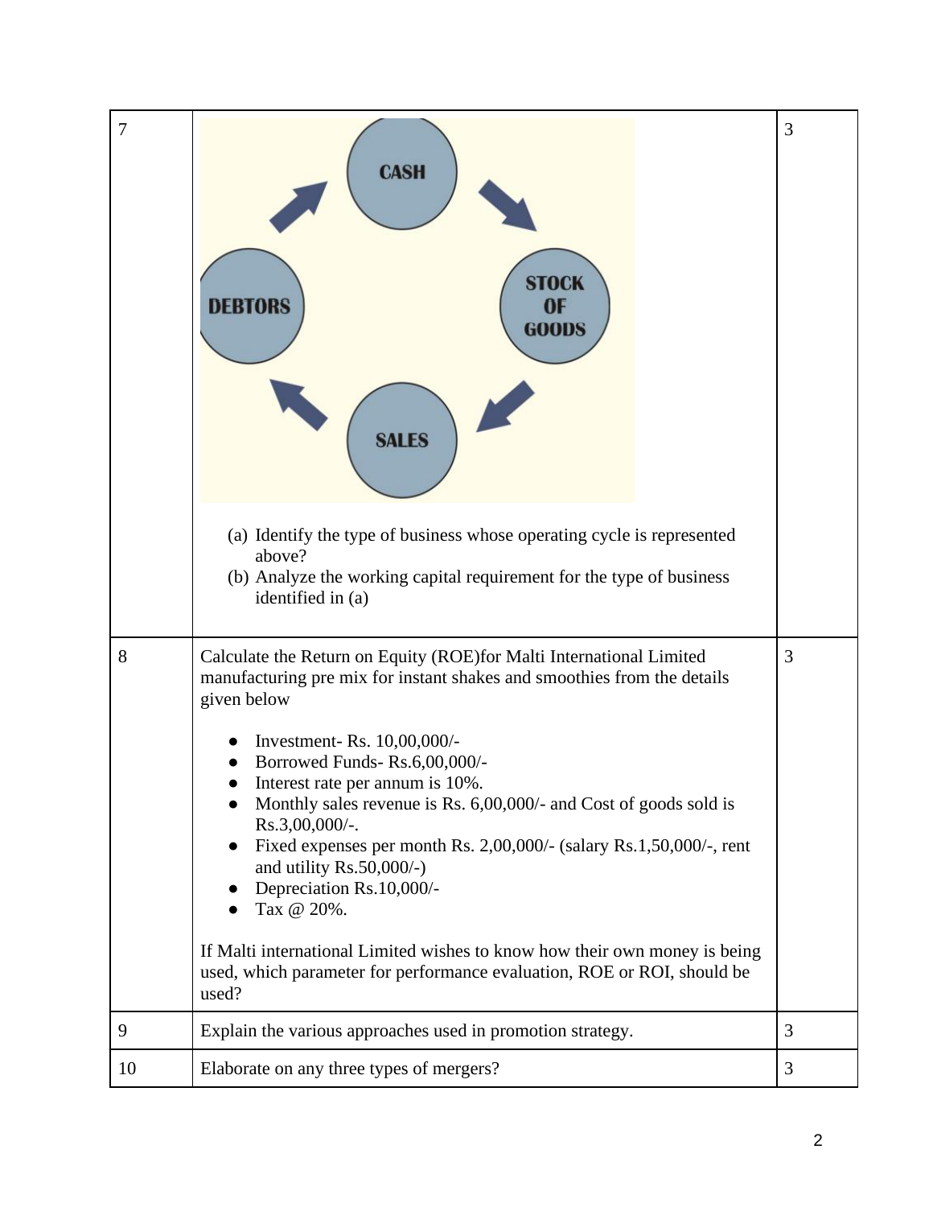| | | |
|---|---|---|
| 7 | CASH → STOCK OF GOODS → SALES → DEBTORS → CASH<br><br>(a) Identify the type of business whose operating cycle is represented above?<br>(b) Analyze the working capital requirement for the type of business identified in (a) | 3 |
| 8 | Calculate the Return on Equity (ROE)for Malti International Limited manufacturing pre mix for instant shakes and smoothies from the details given below<br><br>● Investment- Rs. 10,00,000/-<br>● Borrowed Funds- Rs.6,00,000/-<br>● Interest rate per annum is 10%.<br>● Monthly sales revenue is Rs. 6,00,000/- and Cost of goods sold is Rs.3,00,000/-.<br>● Fixed expenses per month Rs. 2,00,000/- (salary Rs.1,50,000/-, rent and utility Rs.50,000/-)<br>● Depreciation Rs.10,000/-<br>● Tax @ 20%.<br><br>If Malti international Limited wishes to know how their own money is being used, which parameter for performance evaluation, ROE or ROI, should be used? | 3 |
| 9 | Explain the various approaches used in promotion strategy. | 3 |
| 10 | Elaborate on any three types of mergers? | 3 |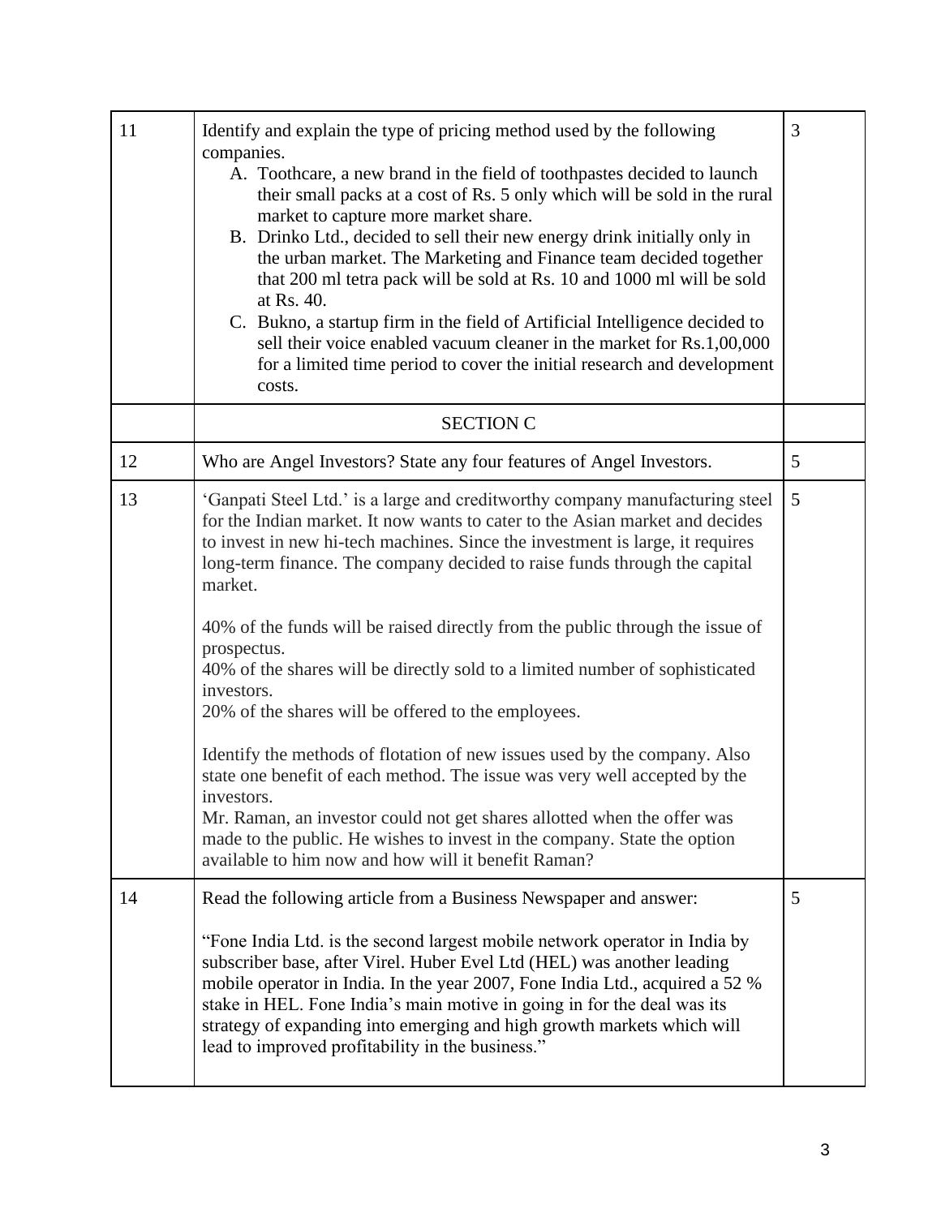| | | |
|---|---|---|
| 11 | Identify and explain the type of pricing method used by the following companies.<br>A. Toothcare, a new brand in the field of toothpastes decided to launch their small packs at a cost of Rs. 5 only which will be sold in the rural market to capture more market share.<br>B. Drinko Ltd., decided to sell their new energy drink initially only in the urban market. The Marketing and Finance team decided together that 200 ml tetra pack will be sold at Rs. 10 and 1000 ml will be sold at Rs. 40.<br>C. Bukno, a startup firm in the field of Artificial Intelligence decided to sell their voice enabled vacuum cleaner in the market for Rs.1,00,000 for a limited time period to cover the initial research and development costs. | 3 |
| | SECTION C | |
| 12 | Who are Angel Investors? State any four features of Angel Investors. | 5 |
| 13 | 'Ganpati Steel Ltd.' is a large and creditworthy company manufacturing steel for the Indian market. It now wants to cater to the Asian market and decides to invest in new hi-tech machines. Since the investment is large, it requires long-term finance. The company decided to raise funds through the capital market.<br><br>40% of the funds will be raised directly from the public through the issue of prospectus.<br>40% of the shares will be directly sold to a limited number of sophisticated investors.<br>20% of the shares will be offered to the employees.<br><br>Identify the methods of flotation of new issues used by the company. Also state one benefit of each method. The issue was very well accepted by the investors.<br>Mr. Raman, an investor could not get shares allotted when the offer was made to the public. He wishes to invest in the company. State the option available to him now and how will it benefit Raman? | 5 |
| 14 | Read the following article from a Business Newspaper and answer:<br><br>"Fone India Ltd. is the second largest mobile network operator in India by subscriber base, after Virel. Huber Evel Ltd (HEL) was another leading mobile operator in India. In the year 2007, Fone India Ltd., acquired a 52 % stake in HEL. Fone India's main motive in going in for the deal was its strategy of expanding into emerging and high growth markets which will lead to improved profitability in the business." | 5 |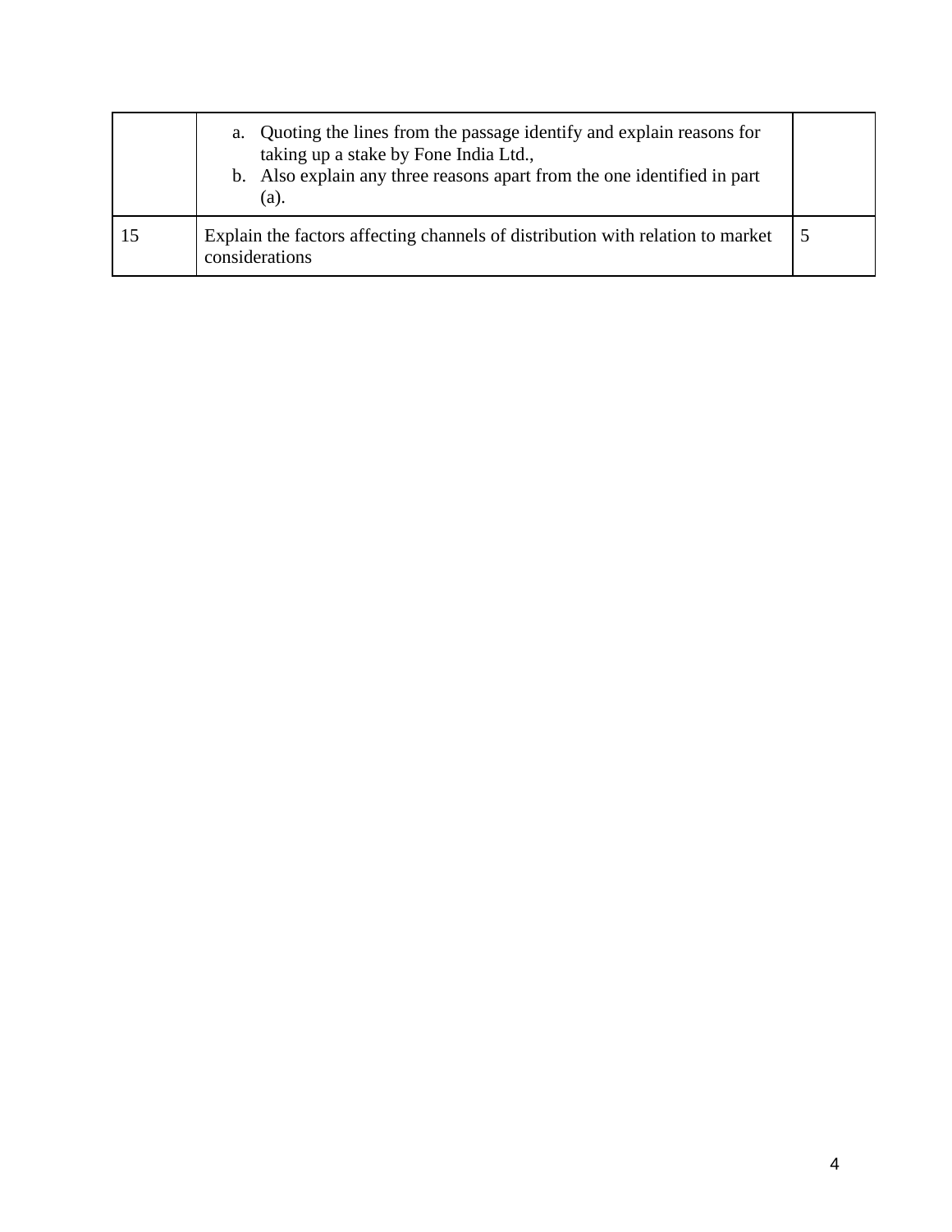| | | |
|---|---|---|
| | a. Quoting the lines from the passage identify and explain reasons for taking up a stake by Fone India Ltd.,<br>b. Also explain any three reasons apart from the one identified in part (a). | |
| 15 | Explain the factors affecting channels of distribution with relation to market considerations | 5 |